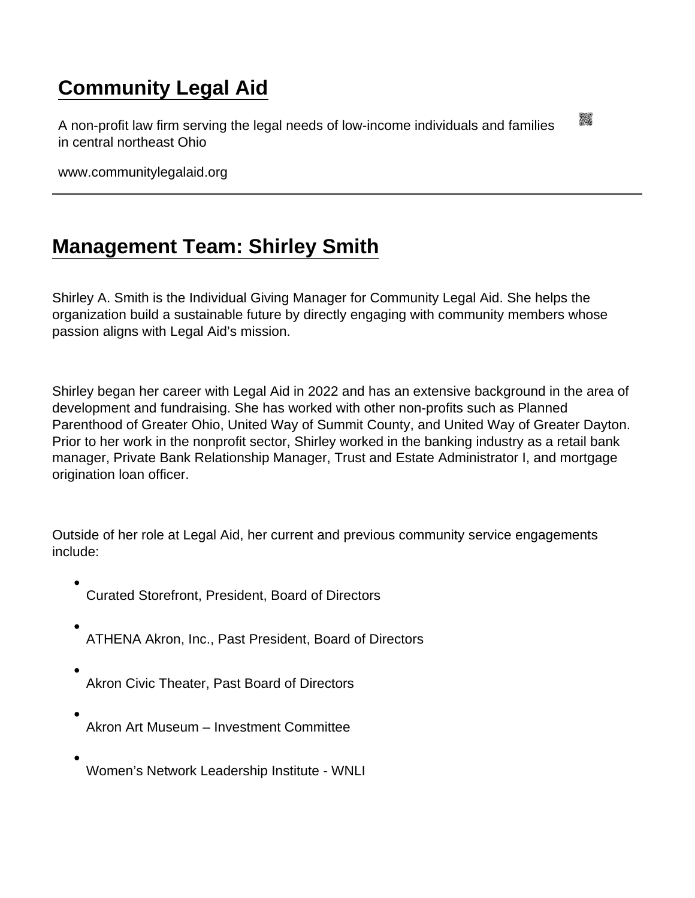# Community Legal Aid

A non-profit law firm serving the legal needs of low-income individuals and families in central northeast Ohio

www.communitylegalaid.org

---

## Management Team: Shirley Smith

Shirley A. Smith is the Individual Giving Manager for Community Legal Aid. She helps the organization build a sustainable future by directly engaging with community members whose passion aligns with Legal Aid's mission.

Shirley began her career with Legal Aid in 2022 and has an extensive background in the area of development and fundraising. She has worked with other non-profits such as Planned Parenthood of Greater Ohio, United Way of Summit County, and United Way of Greater Dayton. Prior to her work in the nonprofit sector, Shirley worked in the banking industry as a retail bank manager, Private Bank Relationship Manager, Trust and Estate Administrator I, and mortgage origination loan officer.

Outside of her role at Legal Aid, her current and previous community service engagements include:

- Curated Storefront, President, Board of Directors
- ATHENA Akron, Inc., Past President, Board of Directors
- Akron Civic Theater, Past Board of Directors
- Akron Art Museum – Investment Committee
- Women's Network Leadership Institute - WNLI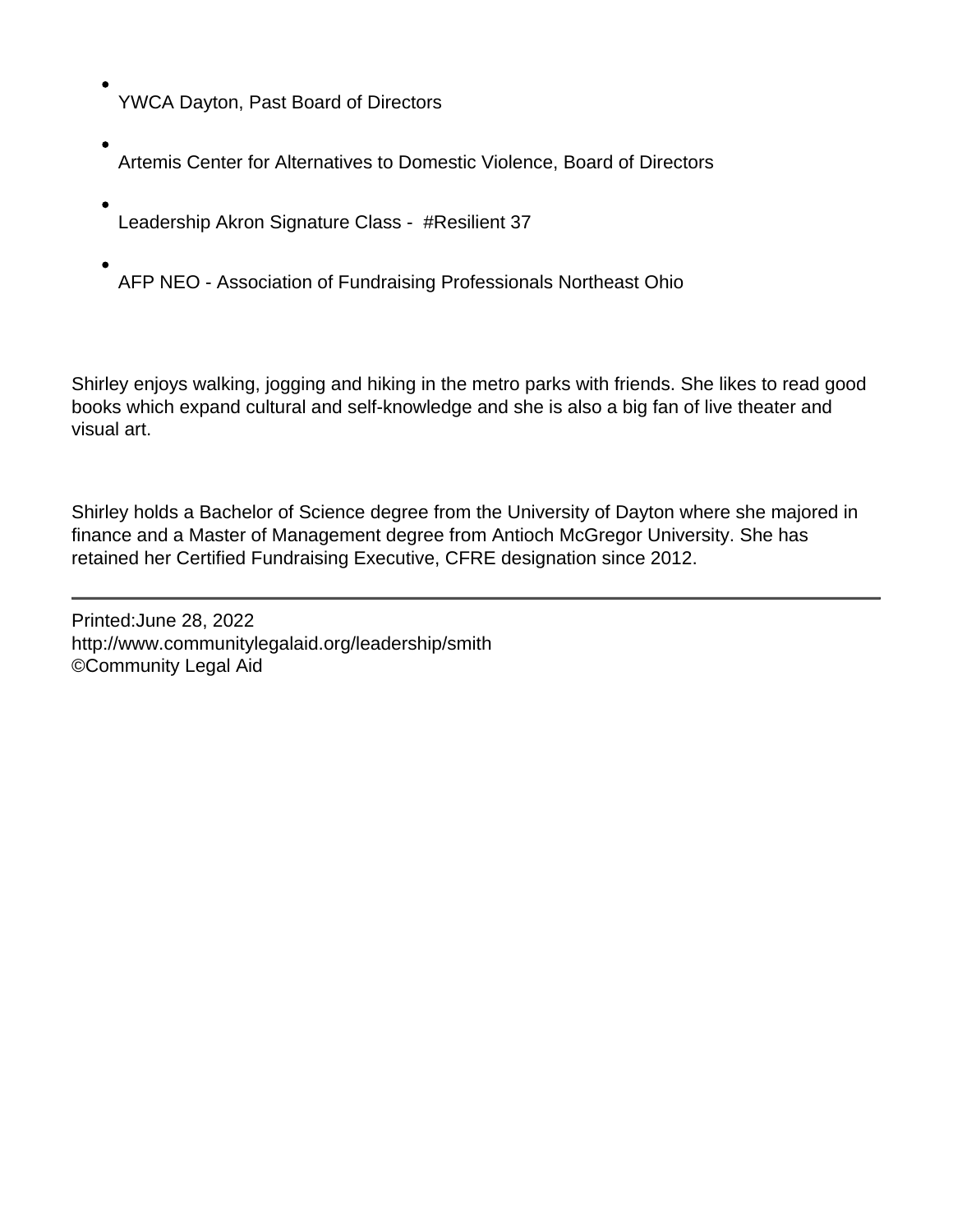- YWCA Dayton, Past Board of Directors
- Artemis Center for Alternatives to Domestic Violence, Board of Directors
- Leadership Akron Signature Class - #Resilient 37
- AFP NEO - Association of Fundraising Professionals Northeast Ohio

Shirley enjoys walking, jogging and hiking in the metro parks with friends. She likes to read good books which expand cultural and self-knowledge and she is also a big fan of live theater and visual art.

Shirley holds a Bachelor of Science degree from the University of Dayton where she majored in finance and a Master of Management degree from Antioch McGregor University. She has retained her Certified Fundraising Executive, CFRE designation since 2012.

---

Printed:June 28, 2022
http://www.communitylegalaid.org/leadership/smith
©Community Legal Aid